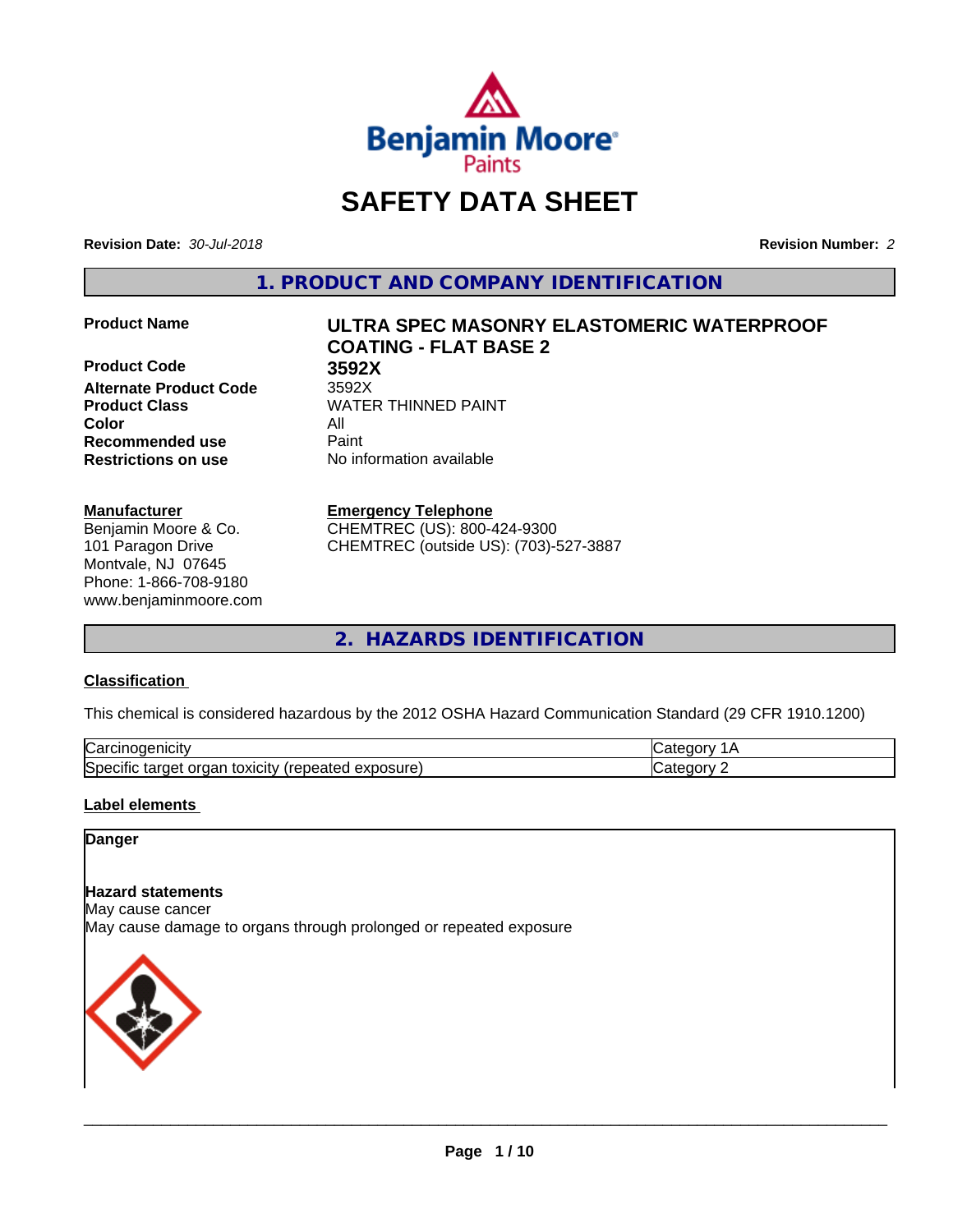# SAFETY DATA SHEET

**Revision Date:** *30-Jul-2018*

**Revision Number:** *2*

## 1. PRODUCT AND COMPANY IDENTIFICATION

| | |
|---|---|
| **Product Name** | **ULTRA SPEC MASONRY ELASTOMERIC WATERPROOF COATING - FLAT BASE 2** |
| **Product Code** | **3592X** |
| **Alternate Product Code** | 3592X |
| **Product Class** | WATER THINNED PAINT |
| **Color** | All |
| **Recommended use** | Paint |
| **Restrictions on use** | No information available |

**Manufacturer**
Benjamin Moore & Co.
101 Paragon Drive
Montvale, NJ 07645
Phone: 1-866-708-9180
www.benjaminmoore.com

**Emergency Telephone**
CHEMTREC (US): 800-424-9300
CHEMTREC (outside US): (703)-527-3887

## 2. HAZARDS IDENTIFICATION

### Classification

This chemical is considered hazardous by the 2012 OSHA Hazard Communication Standard (29 CFR 1910.1200)

| | |
|---|---|
| Carcinogenicity | Category 1A |
| Specific target organ toxicity (repeated exposure) | Category 2 |

### Label elements

**Danger**

**Hazard statements**
May cause cancer
May cause damage to organs through prolonged or repeated exposure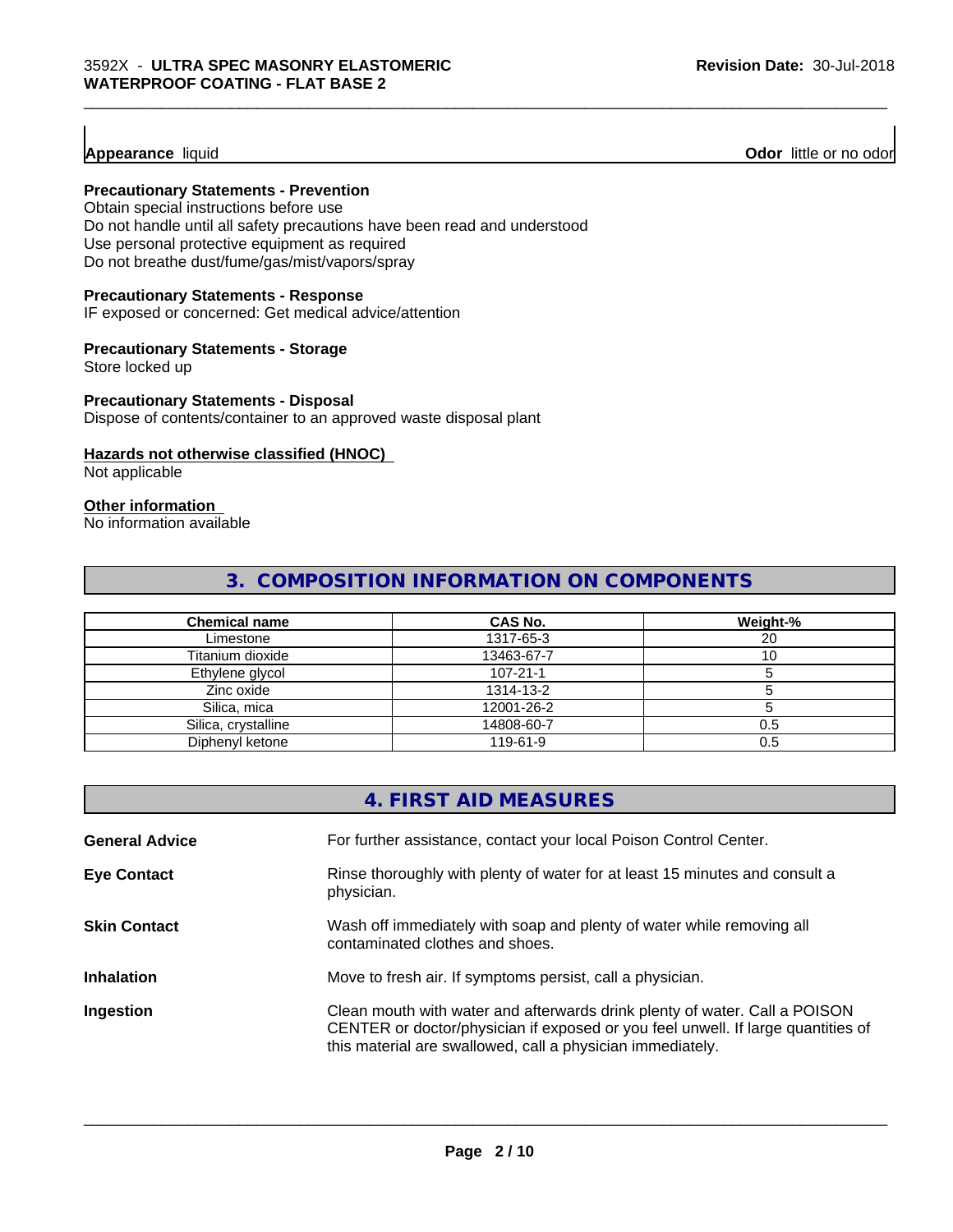**Appearance** liquid **Odor** little or no odor

**Precautionary Statements - Prevention**

Obtain special instructions before use
Do not handle until all safety precautions have been read and understood
Use personal protective equipment as required
Do not breathe dust/fume/gas/mist/vapors/spray

**Precautionary Statements - Response**

IF exposed or concerned: Get medical advice/attention

**Precautionary Statements - Storage**

Store locked up

**Precautionary Statements - Disposal**

Dispose of contents/container to an approved waste disposal plant

**Hazards not otherwise classified (HNOC)**

Not applicable

**Other information**

No information available

## 3. COMPOSITION INFORMATION ON COMPONENTS

| Chemical name | CAS No. | Weight-% |
|---|---|---|
| Limestone | 1317-65-3 | 20 |
| Titanium dioxide | 13463-67-7 | 10 |
| Ethylene glycol | 107-21-1 | 5 |
| Zinc oxide | 1314-13-2 | 5 |
| Silica, mica | 12001-26-2 | 5 |
| Silica, crystalline | 14808-60-7 | 0.5 |
| Diphenyl ketone | 119-61-9 | 0.5 |

## 4. FIRST AID MEASURES

**General Advice** For further assistance, contact your local Poison Control Center.

**Eye Contact** Rinse thoroughly with plenty of water for at least 15 minutes and consult a physician.

**Skin Contact** Wash off immediately with soap and plenty of water while removing all contaminated clothes and shoes.

**Inhalation** Move to fresh air. If symptoms persist, call a physician.

**Ingestion** Clean mouth with water and afterwards drink plenty of water. Call a POISON CENTER or doctor/physician if exposed or you feel unwell. If large quantities of this material are swallowed, call a physician immediately.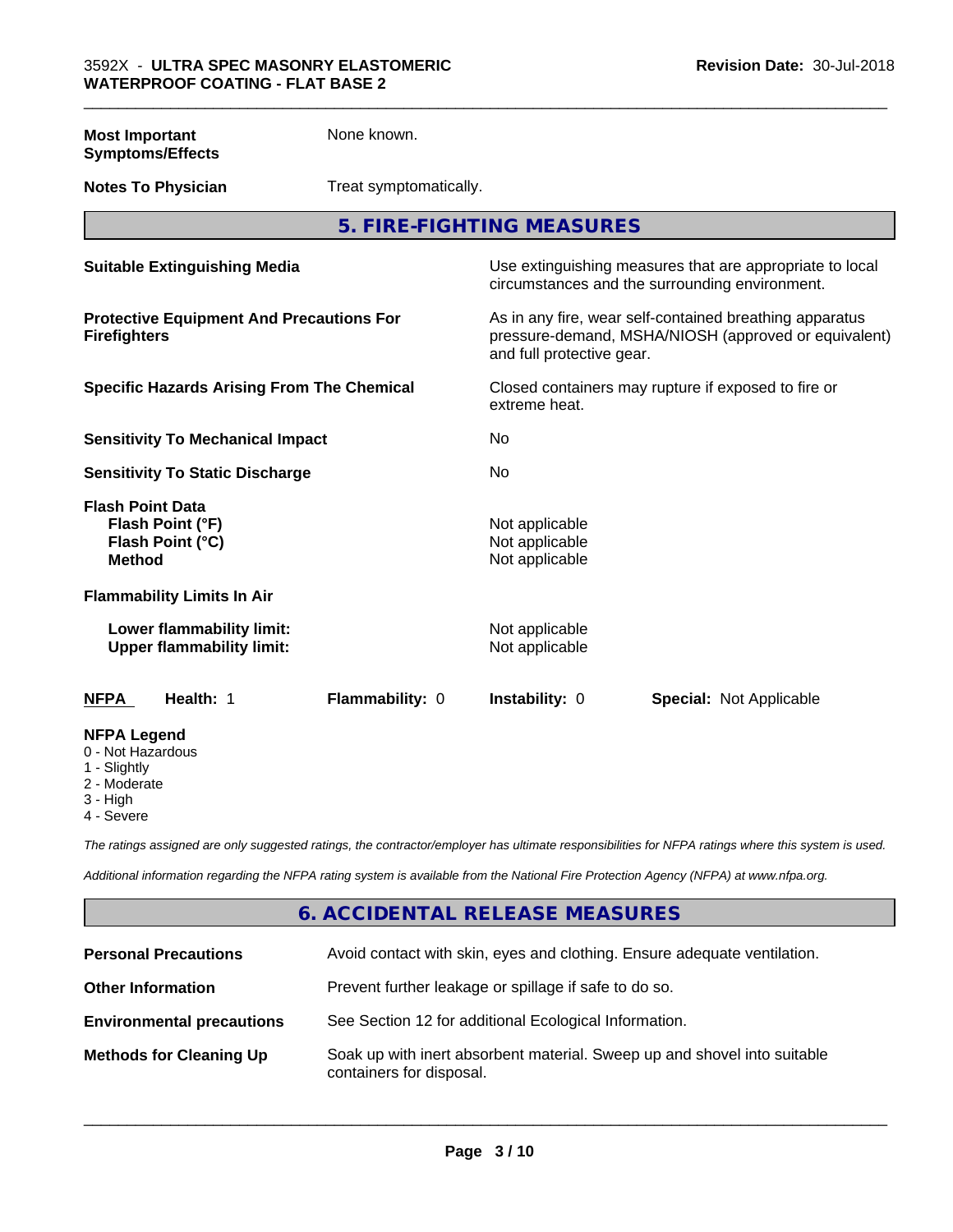| | |
|---|---|
| **Most Important Symptoms/Effects** | None known. |
| **Notes To Physician** | Treat symptomatically. |

## 5. FIRE-FIGHTING MEASURES

| | |
|---|---|
| **Suitable Extinguishing Media** | Use extinguishing measures that are appropriate to local circumstances and the surrounding environment. |
| **Protective Equipment And Precautions For Firefighters** | As in any fire, wear self-contained breathing apparatus pressure-demand, MSHA/NIOSH (approved or equivalent) and full protective gear. |
| **Specific Hazards Arising From The Chemical** | Closed containers may rupture if exposed to fire or extreme heat. |
| **Sensitivity To Mechanical Impact** | No |
| **Sensitivity To Static Discharge** | No |

**Flash Point Data**

| | |
|---|---|
| **Flash Point (°F)** | Not applicable |
| **Flash Point (°C)** | Not applicable |
| **Method** | Not applicable |

**Flammability Limits In Air**

| | |
|---|---|
| **Lower flammability limit:** | Not applicable |
| **Upper flammability limit:** | Not applicable |

| NFPA | Health: 1 | Flammability: 0 | Instability: 0 | Special: Not Applicable |
|---|---|---|---|---|

**NFPA Legend**

- 0 - Not Hazardous
- 1 - Slightly
- 2 - Moderate
- 3 - High
- 4 - Severe

*The ratings assigned are only suggested ratings, the contractor/employer has ultimate responsibilities for NFPA ratings where this system is used.*

*Additional information regarding the NFPA rating system is available from the National Fire Protection Agency (NFPA) at www.nfpa.org.*

## 6. ACCIDENTAL RELEASE MEASURES

| | |
|---|---|
| **Personal Precautions** | Avoid contact with skin, eyes and clothing. Ensure adequate ventilation. |
| **Other Information** | Prevent further leakage or spillage if safe to do so. |
| **Environmental precautions** | See Section 12 for additional Ecological Information. |
| **Methods for Cleaning Up** | Soak up with inert absorbent material. Sweep up and shovel into suitable containers for disposal. |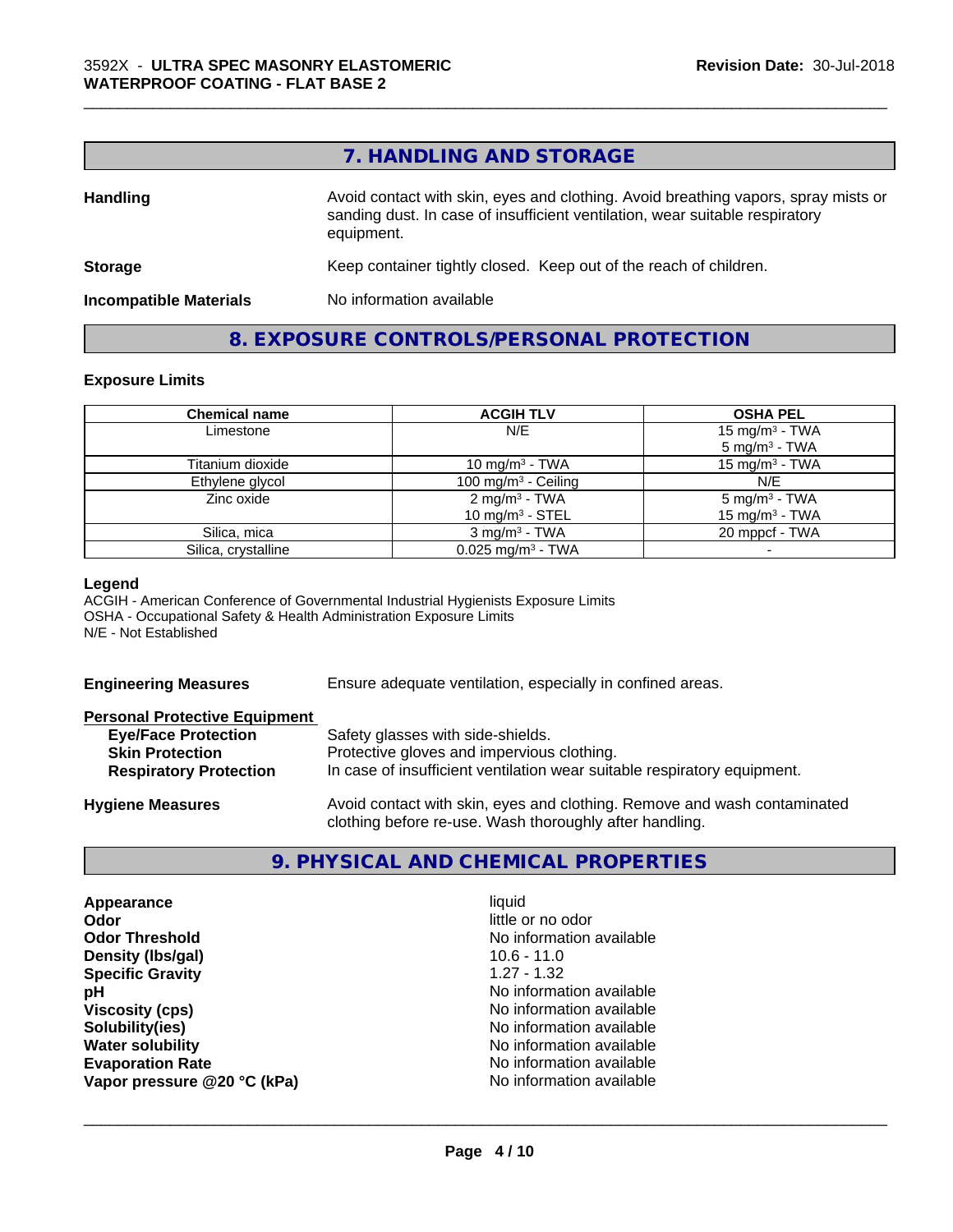## 7. HANDLING AND STORAGE

**Handling** Avoid contact with skin, eyes and clothing. Avoid breathing vapors, spray mists or sanding dust. In case of insufficient ventilation, wear suitable respiratory equipment.

**Storage** Keep container tightly closed. Keep out of the reach of children.

**Incompatible Materials** No information available

## 8. EXPOSURE CONTROLS/PERSONAL PROTECTION

### Exposure Limits

| Chemical name | ACGIH TLV | OSHA PEL |
|---|---|---|
| Limestone | N/E | 15 mg/m³ - TWA<br>5 mg/m³ - TWA |
| Titanium dioxide | 10 mg/m³ - TWA | 15 mg/m³ - TWA |
| Ethylene glycol | 100 mg/m³ - Ceiling | N/E |
| Zinc oxide | 2 mg/m³ - TWA<br>10 mg/m³ - STEL | 5 mg/m³ - TWA<br>15 mg/m³ - TWA |
| Silica, mica | 3 mg/m³ - TWA | 20 mppcf - TWA |
| Silica, crystalline | 0.025 mg/m³ - TWA | - |

**Legend**
ACGIH - American Conference of Governmental Industrial Hygienists Exposure Limits
OSHA - Occupational Safety & Health Administration Exposure Limits
N/E - Not Established

**Engineering Measures** Ensure adequate ventilation, especially in confined areas.

**Personal Protective Equipment**
- **Eye/Face Protection** Safety glasses with side-shields.
- **Skin Protection** Protective gloves and impervious clothing.
- **Respiratory Protection** In case of insufficient ventilation wear suitable respiratory equipment.

**Hygiene Measures** Avoid contact with skin, eyes and clothing. Remove and wash contaminated clothing before re-use. Wash thoroughly after handling.

## 9. PHYSICAL AND CHEMICAL PROPERTIES

| | |
|---|---|
| **Appearance** | liquid |
| **Odor** | little or no odor |
| **Odor Threshold** | No information available |
| **Density (lbs/gal)** | 10.6 - 11.0 |
| **Specific Gravity** | 1.27 - 1.32 |
| **pH** | No information available |
| **Viscosity (cps)** | No information available |
| **Solubility(ies)** | No information available |
| **Water solubility** | No information available |
| **Evaporation Rate** | No information available |
| **Vapor pressure @20 °C (kPa)** | No information available |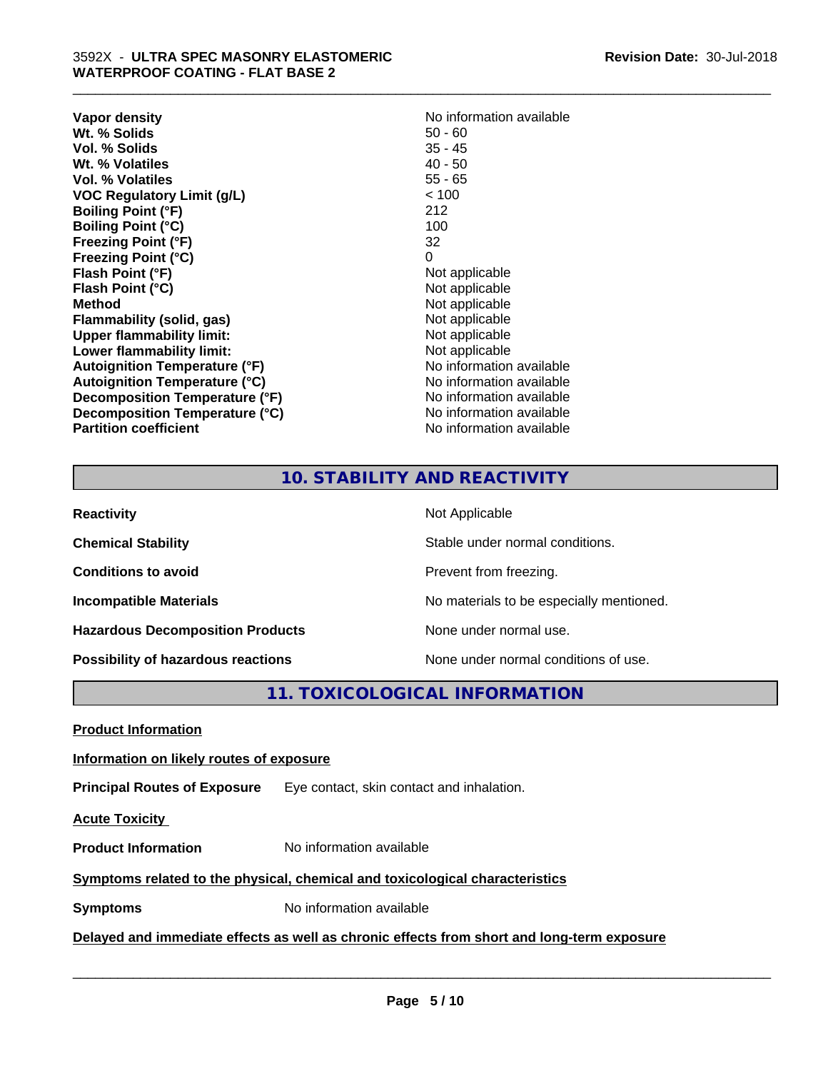| | |
|---|---|
| **Vapor density** | No information available |
| **Wt. % Solids** | 50 - 60 |
| **Vol. % Solids** | 35 - 45 |
| **Wt. % Volatiles** | 40 - 50 |
| **Vol. % Volatiles** | 55 - 65 |
| **VOC Regulatory Limit (g/L)** | < 100 |
| **Boiling Point (°F)** | 212 |
| **Boiling Point (°C)** | 100 |
| **Freezing Point (°F)** | 32 |
| **Freezing Point (°C)** | 0 |
| **Flash Point (°F)** | Not applicable |
| **Flash Point (°C)** | Not applicable |
| **Method** | Not applicable |
| **Flammability (solid, gas)** | Not applicable |
| **Upper flammability limit:** | Not applicable |
| **Lower flammability limit:** | Not applicable |
| **Autoignition Temperature (°F)** | No information available |
| **Autoignition Temperature (°C)** | No information available |
| **Decomposition Temperature (°F)** | No information available |
| **Decomposition Temperature (°C)** | No information available |
| **Partition coefficient** | No information available |

## 10. STABILITY AND REACTIVITY

| | |
|---|---|
| **Reactivity** | Not Applicable |
| **Chemical Stability** | Stable under normal conditions. |
| **Conditions to avoid** | Prevent from freezing. |
| **Incompatible Materials** | No materials to be especially mentioned. |
| **Hazardous Decomposition Products** | None under normal use. |
| **Possibility of hazardous reactions** | None under normal conditions of use. |

## 11. TOXICOLOGICAL INFORMATION

**Product Information**

**Information on likely routes of exposure**

**Principal Routes of Exposure** Eye contact, skin contact and inhalation.

**Acute Toxicity**

**Product Information** No information available

**Symptoms related to the physical, chemical and toxicological characteristics**

**Symptoms** No information available

**Delayed and immediate effects as well as chronic effects from short and long-term exposure**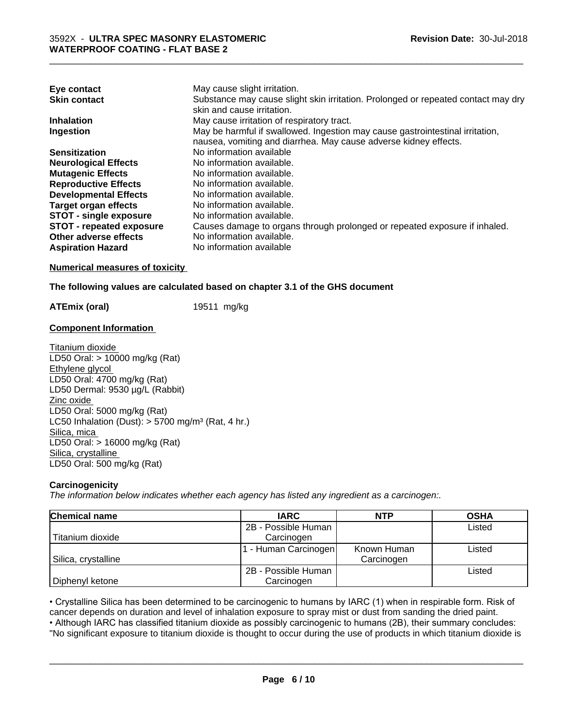| | |
|---|---|
| **Eye contact** | May cause slight irritation. |
| **Skin contact** | Substance may cause slight skin irritation. Prolonged or repeated contact may dry skin and cause irritation. |
| **Inhalation** | May cause irritation of respiratory tract. |
| **Ingestion** | May be harmful if swallowed. Ingestion may cause gastrointestinal irritation, nausea, vomiting and diarrhea. May cause adverse kidney effects. |
| **Sensitization** | No information available |
| **Neurological Effects** | No information available. |
| **Mutagenic Effects** | No information available. |
| **Reproductive Effects** | No information available. |
| **Developmental Effects** | No information available. |
| **Target organ effects** | No information available. |
| **STOT - single exposure** | No information available. |
| **STOT - repeated exposure** | Causes damage to organs through prolonged or repeated exposure if inhaled. |
| **Other adverse effects** | No information available. |
| **Aspiration Hazard** | No information available |

**Numerical measures of toxicity**

**The following values are calculated based on chapter 3.1 of the GHS document**

**ATEmix (oral)** 19511 mg/kg

**Component Information**

Titanium dioxide
LD50 Oral: > 10000 mg/kg (Rat)
Ethylene glycol
LD50 Oral: 4700 mg/kg (Rat)
LD50 Dermal: 9530 µg/L (Rabbit)
Zinc oxide
LD50 Oral: 5000 mg/kg (Rat)
LC50 Inhalation (Dust): > 5700 mg/m³ (Rat, 4 hr.)
Silica, mica
LD50 Oral: > 16000 mg/kg (Rat)
Silica, crystalline
LD50 Oral: 500 mg/kg (Rat)

**Carcinogenicity**

*The information below indicates whether each agency has listed any ingredient as a carcinogen:.*

| Chemical name | IARC | NTP | OSHA |
|---|---|---|---|
| Titanium dioxide | 2B - Possible Human Carcinogen | | Listed |
| Silica, crystalline | 1 - Human Carcinogen | Known Human Carcinogen | Listed |
| Diphenyl ketone | 2B - Possible Human Carcinogen | | Listed |

• Crystalline Silica has been determined to be carcinogenic to humans by IARC (1) when in respirable form. Risk of cancer depends on duration and level of inhalation exposure to spray mist or dust from sanding the dried paint.
• Although IARC has classified titanium dioxide as possibly carcinogenic to humans (2B), their summary concludes: "No significant exposure to titanium dioxide is thought to occur during the use of products in which titanium dioxide is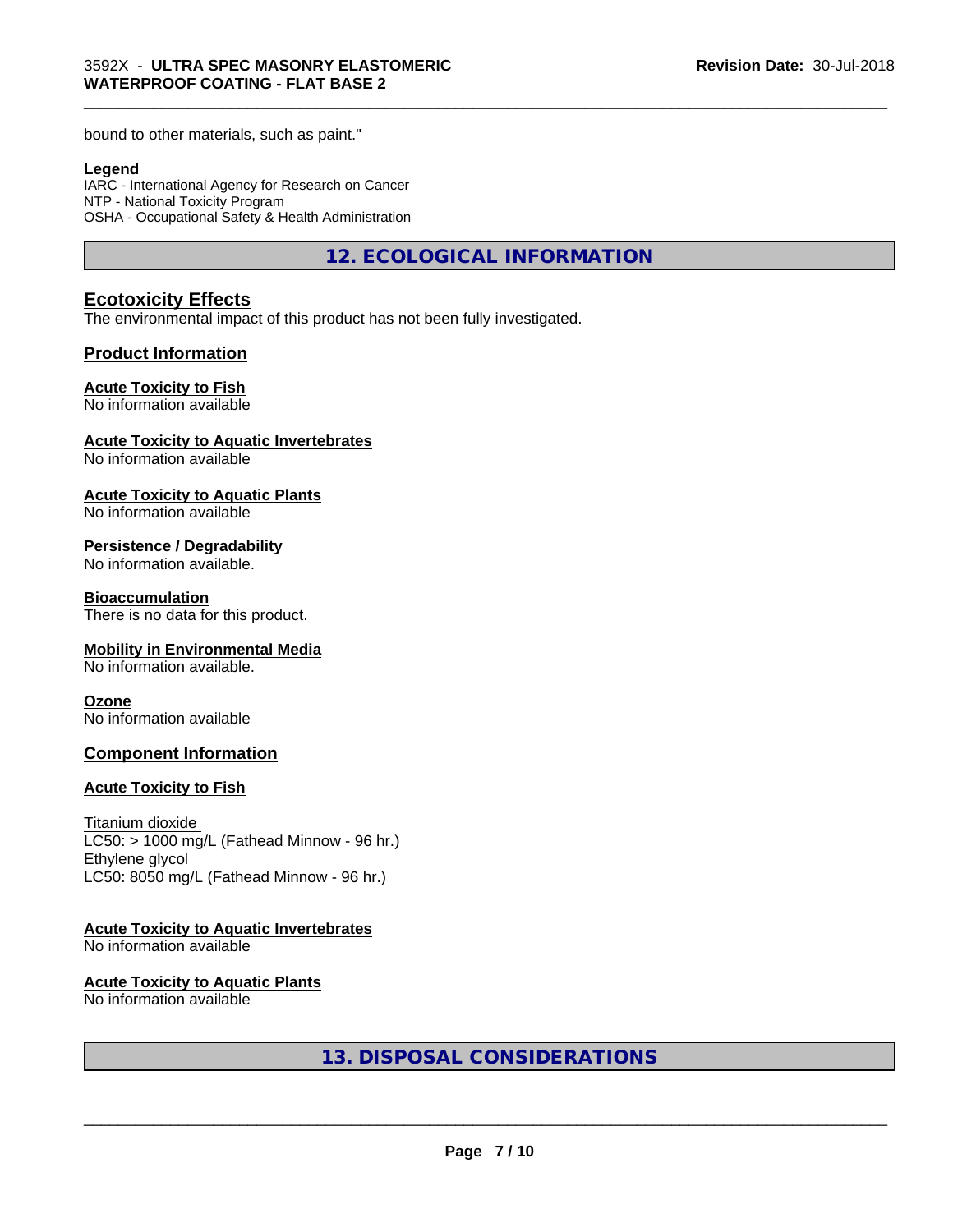bound to other materials, such as paint."

**Legend**
IARC - International Agency for Research on Cancer
NTP - National Toxicity Program
OSHA - Occupational Safety & Health Administration

## 12. ECOLOGICAL INFORMATION

### Ecotoxicity Effects
The environmental impact of this product has not been fully investigated.

### Product Information

**Acute Toxicity to Fish**
No information available

**Acute Toxicity to Aquatic Invertebrates**
No information available

**Acute Toxicity to Aquatic Plants**
No information available

**Persistence / Degradability**
No information available.

**Bioaccumulation**
There is no data for this product.

**Mobility in Environmental Media**
No information available.

**Ozone**
No information available

### Component Information

**Acute Toxicity to Fish**

Titanium dioxide
LC50: > 1000 mg/L (Fathead Minnow - 96 hr.)
Ethylene glycol
LC50: 8050 mg/L (Fathead Minnow - 96 hr.)

**Acute Toxicity to Aquatic Invertebrates**
No information available

**Acute Toxicity to Aquatic Plants**
No information available

## 13. DISPOSAL CONSIDERATIONS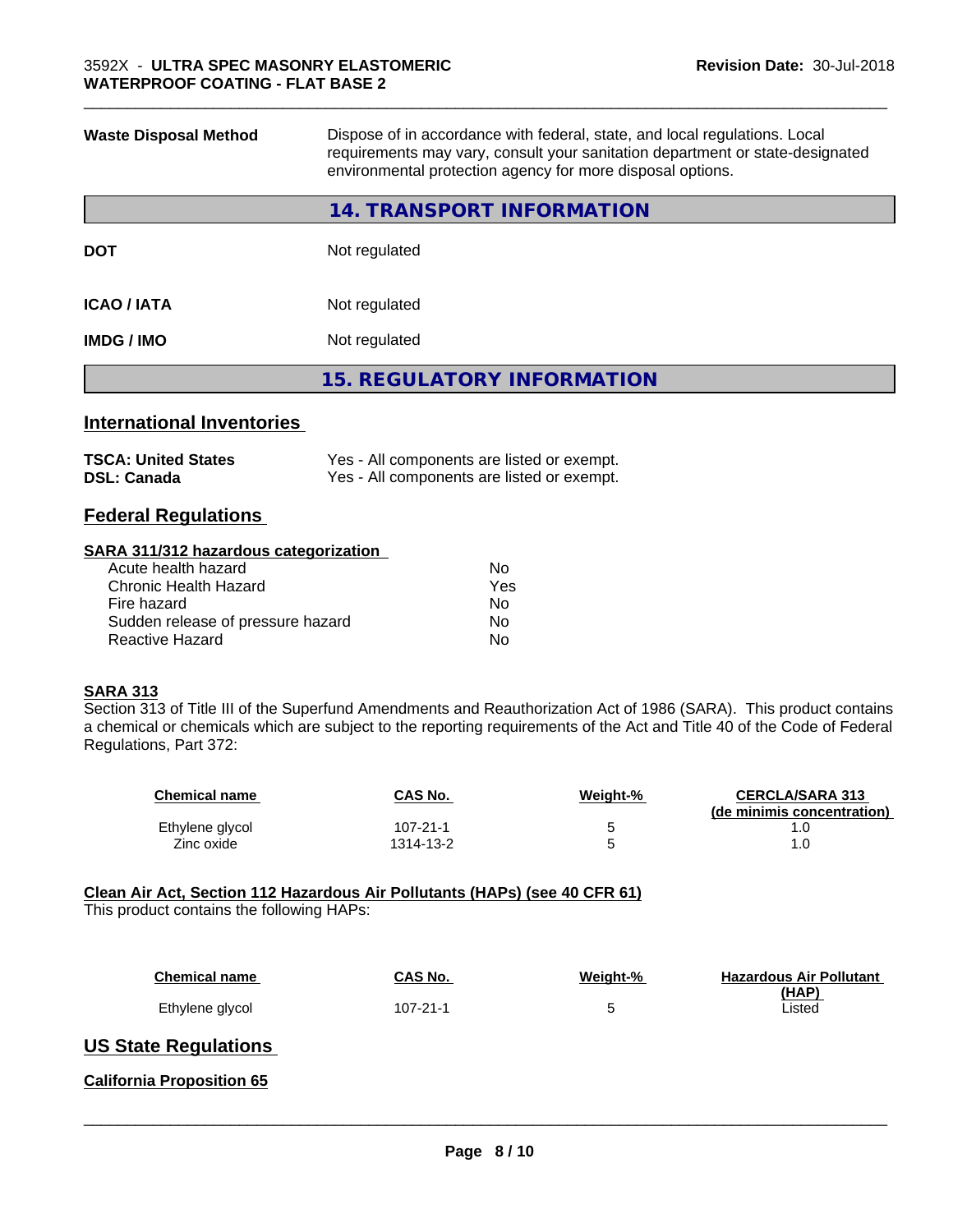| | |
|---|---|
| **Waste Disposal Method** | Dispose of in accordance with federal, state, and local regulations. Local requirements may vary, consult your sanitation department or state-designated environmental protection agency for more disposal options. |

## 14. TRANSPORT INFORMATION

| | |
|---|---|
| **DOT** | Not regulated |
| **ICAO / IATA** | Not regulated |
| **IMDG / IMO** | Not regulated |

## 15. REGULATORY INFORMATION

### International Inventories

| | |
|---|---|
| **TSCA: United States** | Yes - All components are listed or exempt. |
| **DSL: Canada** | Yes - All components are listed or exempt. |

### Federal Regulations

**SARA 311/312 hazardous categorization**

| | |
|---|---|
| Acute health hazard | No |
| Chronic Health Hazard | Yes |
| Fire hazard | No |
| Sudden release of pressure hazard | No |
| Reactive Hazard | No |

**SARA 313**

Section 313 of Title III of the Superfund Amendments and Reauthorization Act of 1986 (SARA). This product contains a chemical or chemicals which are subject to the reporting requirements of the Act and Title 40 of the Code of Federal Regulations, Part 372:

| Chemical name | CAS No. | Weight-% | CERCLA/SARA 313 (de minimis concentration) |
|---|---|---|---|
| Ethylene glycol | 107-21-1 | 5 | 1.0 |
| Zinc oxide | 1314-13-2 | 5 | 1.0 |

**Clean Air Act, Section 112 Hazardous Air Pollutants (HAPs) (see 40 CFR 61)**

This product contains the following HAPs:

| Chemical name | CAS No. | Weight-% | Hazardous Air Pollutant (HAP) |
|---|---|---|---|
| Ethylene glycol | 107-21-1 | 5 | Listed |

### US State Regulations

**California Proposition 65**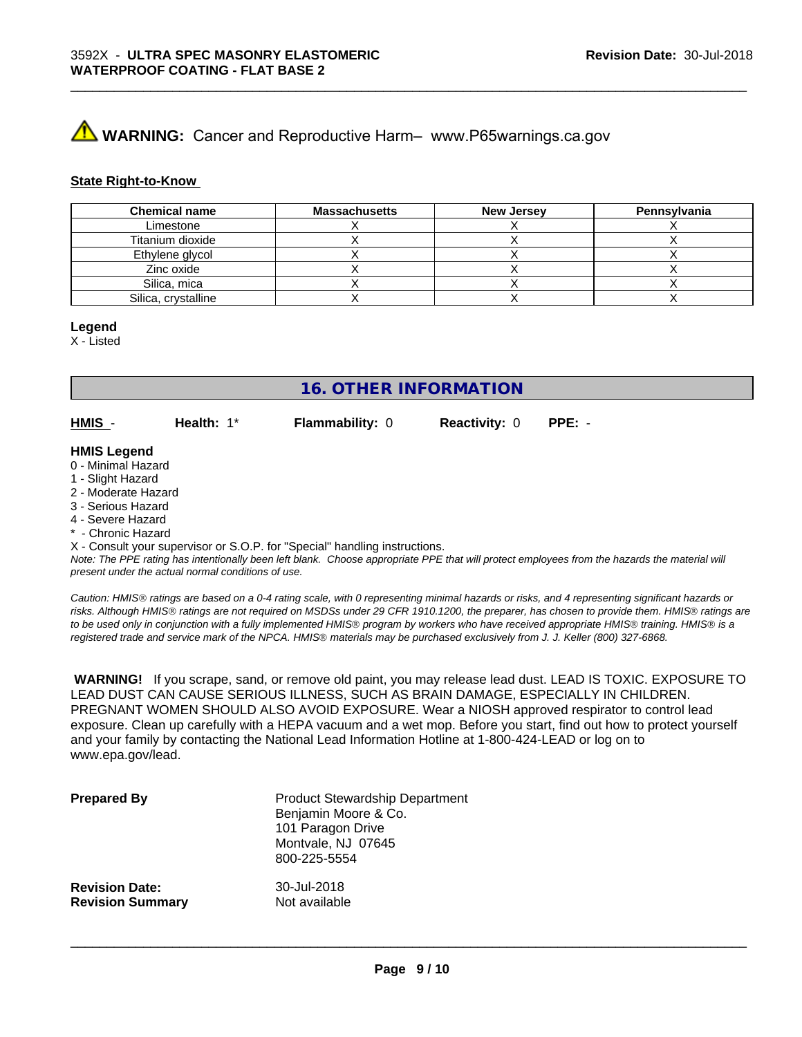⚠ **WARNING:** Cancer and Reproductive Harm– www.P65warnings.ca.gov

**State Right-to-Know**

| Chemical name | Massachusetts | New Jersey | Pennsylvania |
|---|---|---|---|
| Limestone | X | X | X |
| Titanium dioxide | X | X | X |
| Ethylene glycol | X | X | X |
| Zinc oxide | X | X | X |
| Silica, mica | X | X | X |
| Silica, crystalline | X | X | X |

**Legend**
X - Listed

## 16. OTHER INFORMATION

**HMIS** - **Health:** 1* **Flammability:** 0 **Reactivity:** 0 **PPE:** -

**HMIS Legend**
0 - Minimal Hazard
1 - Slight Hazard
2 - Moderate Hazard
3 - Serious Hazard
4 - Severe Hazard
* - Chronic Hazard
X - Consult your supervisor or S.O.P. for "Special" handling instructions.

*Note: The PPE rating has intentionally been left blank. Choose appropriate PPE that will protect employees from the hazards the material will present under the actual normal conditions of use.*

*Caution: HMIS® ratings are based on a 0-4 rating scale, with 0 representing minimal hazards or risks, and 4 representing significant hazards or risks. Although HMIS® ratings are not required on MSDSs under 29 CFR 1910.1200, the preparer, has chosen to provide them. HMIS® ratings are to be used only in conjunction with a fully implemented HMIS® program by workers who have received appropriate HMIS® training. HMIS® is a registered trade and service mark of the NPCA. HMIS® materials may be purchased exclusively from J. J. Keller (800) 327-6868.*

**WARNING!** If you scrape, sand, or remove old paint, you may release lead dust. LEAD IS TOXIC. EXPOSURE TO LEAD DUST CAN CAUSE SERIOUS ILLNESS, SUCH AS BRAIN DAMAGE, ESPECIALLY IN CHILDREN. PREGNANT WOMEN SHOULD ALSO AVOID EXPOSURE. Wear a NIOSH approved respirator to control lead exposure. Clean up carefully with a HEPA vacuum and a wet mop. Before you start, find out how to protect yourself and your family by contacting the National Lead Information Hotline at 1-800-424-LEAD or log on to www.epa.gov/lead.

**Prepared By**
Product Stewardship Department
Benjamin Moore & Co.
101 Paragon Drive
Montvale, NJ 07645
800-225-5554

**Revision Date:** 30-Jul-2018
**Revision Summary** Not available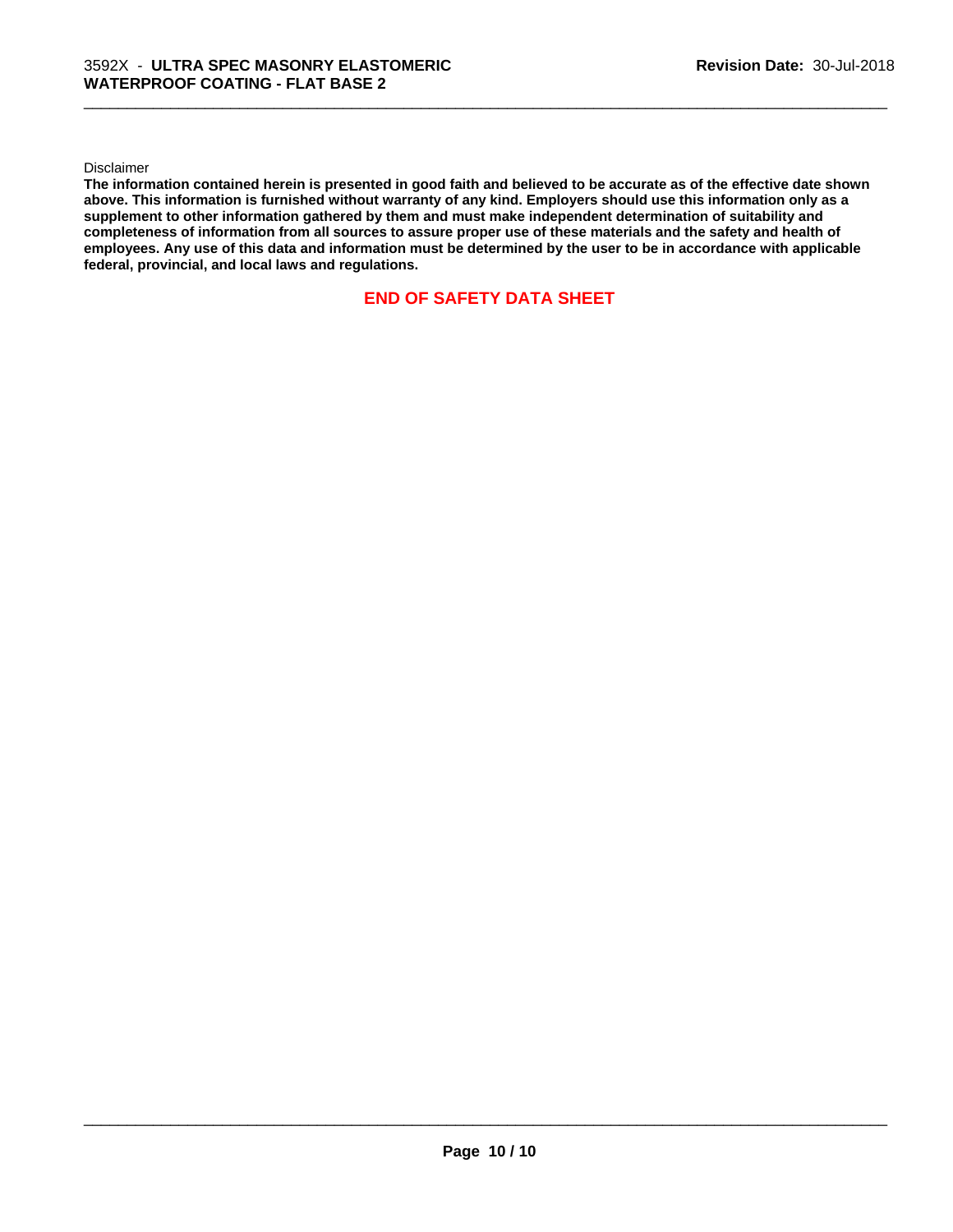Disclaimer

**The information contained herein is presented in good faith and believed to be accurate as of the effective date shown above. This information is furnished without warranty of any kind. Employers should use this information only as a supplement to other information gathered by them and must make independent determination of suitability and completeness of information from all sources to assure proper use of these materials and the safety and health of employees. Any use of this data and information must be determined by the user to be in accordance with applicable federal, provincial, and local laws and regulations.**

**END OF SAFETY DATA SHEET**